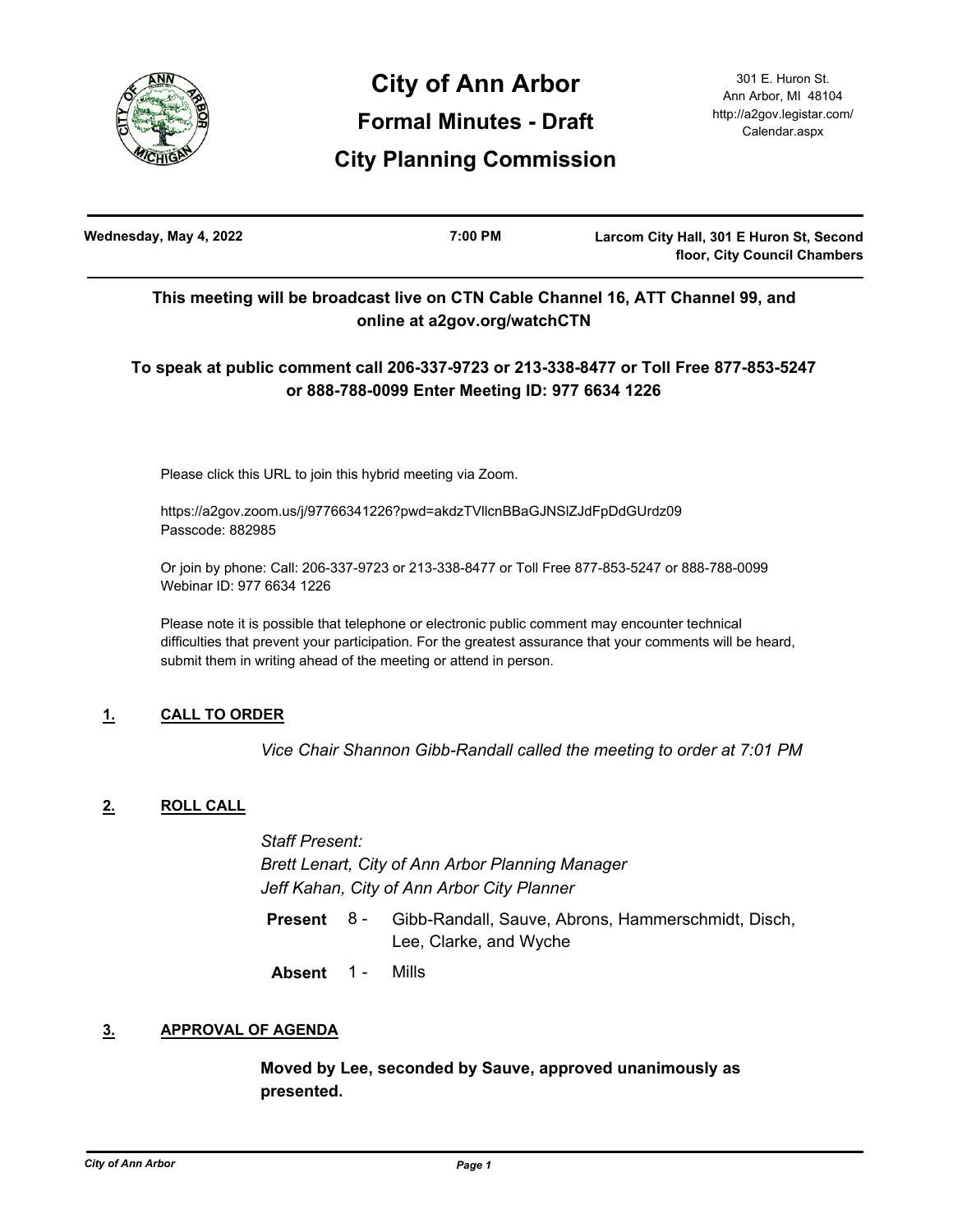# City of Ann Arbor

## Formal Minutes - Draft

## City Planning Commission

301 E. Huron St.
Ann Arbor, MI 48104
http://a2gov.legistar.com/Calendar.aspx

| | | |
|---|---|---|
| **Wednesday, May 4, 2022** | **7:00 PM** | **Larcom City Hall, 301 E Huron St, Second floor, City Council Chambers** |

**This meeting will be broadcast live on CTN Cable Channel 16, ATT Channel 99, and online at a2gov.org/watchCTN**

**To speak at public comment call 206-337-9723 or 213-338-8477 or Toll Free 877-853-5247 or 888-788-0099 Enter Meeting ID: 977 6634 1226**

Please click this URL to join this hybrid meeting via Zoom.

https://a2gov.zoom.us/j/97766341226?pwd=akdzTVllcnBBaGJNSlZJdFpDdGUrdz09
Passcode: 882985

Or join by phone: Call: 206-337-9723 or 213-338-8477 or Toll Free 877-853-5247 or 888-788-0099
Webinar ID: 977 6634 1226

Please note it is possible that telephone or electronic public comment may encounter technical difficulties that prevent your participation. For the greatest assurance that your comments will be heard, submit them in writing ahead of the meeting or attend in person.

## 1. CALL TO ORDER

*Vice Chair Shannon Gibb-Randall called the meeting to order at 7:01 PM*

## 2. ROLL CALL

*Staff Present:*
*Brett Lenart, City of Ann Arbor Planning Manager*
*Jeff Kahan, City of Ann Arbor City Planner*

**Present** 8 - Gibb-Randall, Sauve, Abrons, Hammerschmidt, Disch, Lee, Clarke, and Wyche

**Absent** 1 - Mills

## 3. APPROVAL OF AGENDA

**Moved by Lee, seconded by Sauve, approved unanimously as presented.**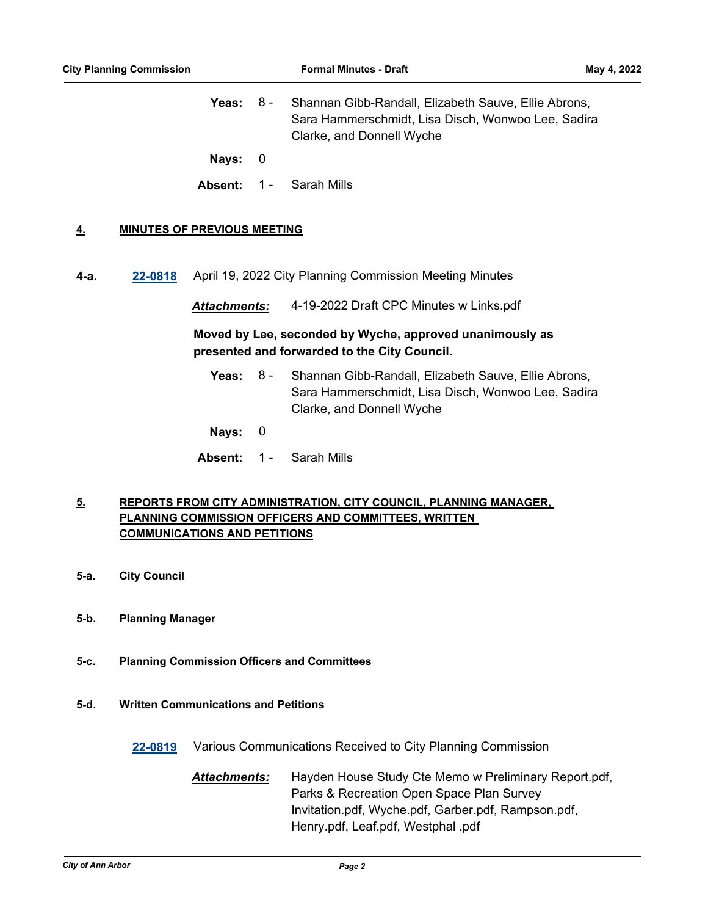**Yeas:** 8 - Shannan Gibb-Randall, Elizabeth Sauve, Ellie Abrons, Sara Hammerschmidt, Lisa Disch, Wonwoo Lee, Sadira Clarke, and Donnell Wyche

**Nays:** 0

**Absent:** 1 - Sarah Mills

## 4. MINUTES OF PREVIOUS MEETING

**4-a.** [22-0818](22-0818) April 19, 2022 City Planning Commission Meeting Minutes

***Attachments:*** 4-19-2022 Draft CPC Minutes w Links.pdf

**Moved by Lee, seconded by Wyche, approved unanimously as presented and forwarded to the City Council.**

**Yeas:** 8 - Shannan Gibb-Randall, Elizabeth Sauve, Ellie Abrons, Sara Hammerschmidt, Lisa Disch, Wonwoo Lee, Sadira Clarke, and Donnell Wyche

**Nays:** 0

**Absent:** 1 - Sarah Mills

## 5. REPORTS FROM CITY ADMINISTRATION, CITY COUNCIL, PLANNING MANAGER, PLANNING COMMISSION OFFICERS AND COMMITTEES, WRITTEN COMMUNICATIONS AND PETITIONS

**5-a. City Council**

**5-b. Planning Manager**

**5-c. Planning Commission Officers and Committees**

**5-d. Written Communications and Petitions**

22-0819 Various Communications Received to City Planning Commission

***Attachments:*** Hayden House Study Cte Memo w Preliminary Report.pdf, Parks & Recreation Open Space Plan Survey Invitation.pdf, Wyche.pdf, Garber.pdf, Rampson.pdf, Henry.pdf, Leaf.pdf, Westphal .pdf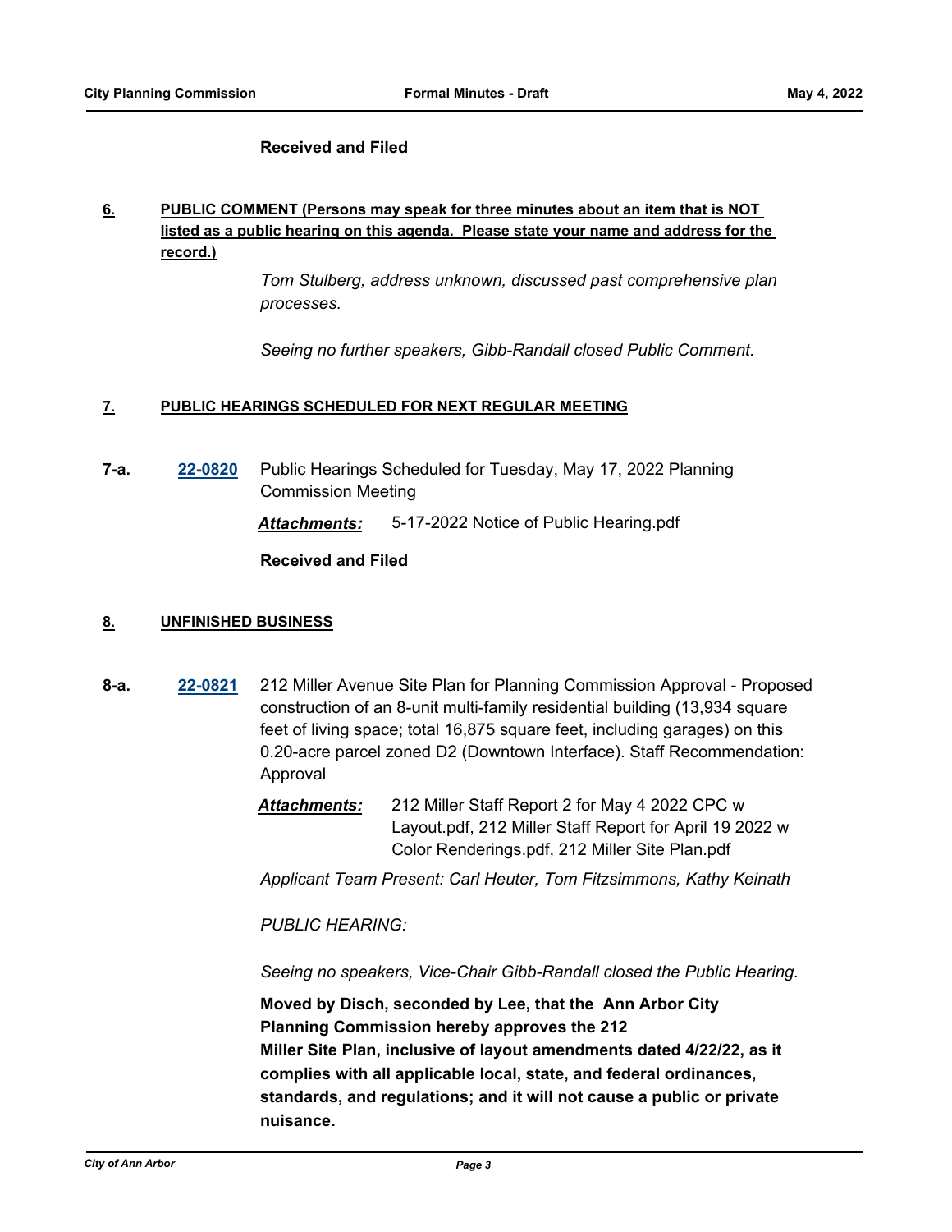**Received and Filed**

## 6. PUBLIC COMMENT (Persons may speak for three minutes about an item that is NOT listed as a public hearing on this agenda. Please state your name and address for the record.)

*Tom Stulberg, address unknown, discussed past comprehensive plan processes.*

*Seeing no further speakers, Gibb-Randall closed Public Comment.*

## 7. PUBLIC HEARINGS SCHEDULED FOR NEXT REGULAR MEETING

**7-a.** **22-0820** Public Hearings Scheduled for Tuesday, May 17, 2022 Planning Commission Meeting

***Attachments:*** 5-17-2022 Notice of Public Hearing.pdf

**Received and Filed**

## 8. UNFINISHED BUSINESS

**8-a.** **22-0821** 212 Miller Avenue Site Plan for Planning Commission Approval - Proposed construction of an 8-unit multi-family residential building (13,934 square feet of living space; total 16,875 square feet, including garages) on this 0.20-acre parcel zoned D2 (Downtown Interface). Staff Recommendation: Approval

***Attachments:*** 212 Miller Staff Report 2 for May 4 2022 CPC w Layout.pdf, 212 Miller Staff Report for April 19 2022 w Color Renderings.pdf, 212 Miller Site Plan.pdf

*Applicant Team Present: Carl Heuter, Tom Fitzsimmons, Kathy Keinath*

*PUBLIC HEARING:*

*Seeing no speakers, Vice-Chair Gibb-Randall closed the Public Hearing.*

**Moved by Disch, seconded by Lee, that the Ann Arbor City Planning Commission hereby approves the 212 Miller Site Plan, inclusive of layout amendments dated 4/22/22, as it complies with all applicable local, state, and federal ordinances, standards, and regulations; and it will not cause a public or private nuisance.**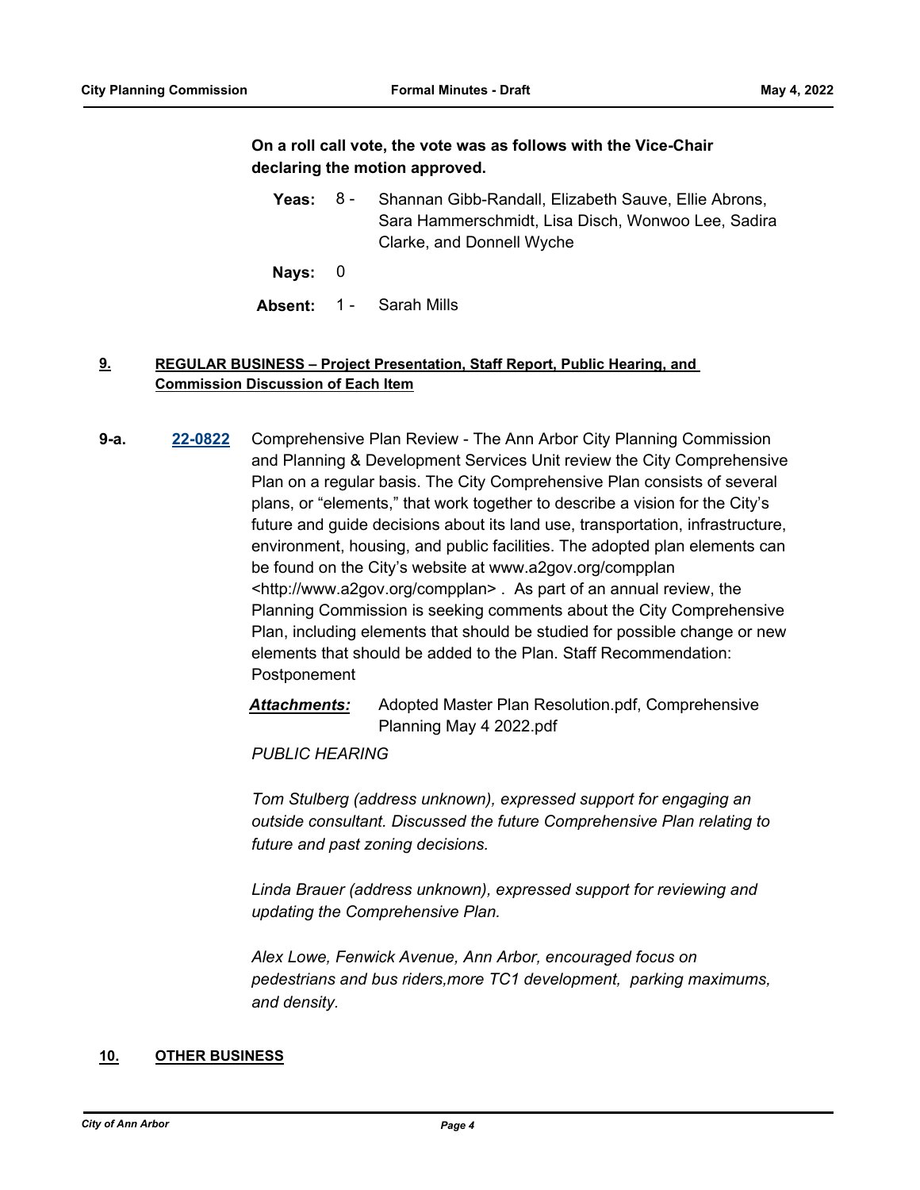**On a roll call vote, the vote was as follows with the Vice-Chair declaring the motion approved.**

**Yeas:** 8 - Shannan Gibb-Randall, Elizabeth Sauve, Ellie Abrons, Sara Hammerschmidt, Lisa Disch, Wonwoo Lee, Sadira Clarke, and Donnell Wyche

**Nays:** 0

**Absent:** 1 - Sarah Mills

## 9. REGULAR BUSINESS – Project Presentation, Staff Report, Public Hearing, and Commission Discussion of Each Item

**9-a.** **22-0822** Comprehensive Plan Review - The Ann Arbor City Planning Commission and Planning & Development Services Unit review the City Comprehensive Plan on a regular basis. The City Comprehensive Plan consists of several plans, or "elements," that work together to describe a vision for the City's future and guide decisions about its land use, transportation, infrastructure, environment, housing, and public facilities. The adopted plan elements can be found on the City's website at www.a2gov.org/compplan <http://www.a2gov.org/compplan> . As part of an annual review, the Planning Commission is seeking comments about the City Comprehensive Plan, including elements that should be studied for possible change or new elements that should be added to the Plan. Staff Recommendation: Postponement

***Attachments:*** Adopted Master Plan Resolution.pdf, Comprehensive Planning May 4 2022.pdf

*PUBLIC HEARING*

*Tom Stulberg (address unknown), expressed support for engaging an outside consultant. Discussed the future Comprehensive Plan relating to future and past zoning decisions.*

*Linda Brauer (address unknown), expressed support for reviewing and updating the Comprehensive Plan.*

*Alex Lowe, Fenwick Avenue, Ann Arbor, encouraged focus on pedestrians and bus riders,more TC1 development, parking maximums, and density.*

## 10. OTHER BUSINESS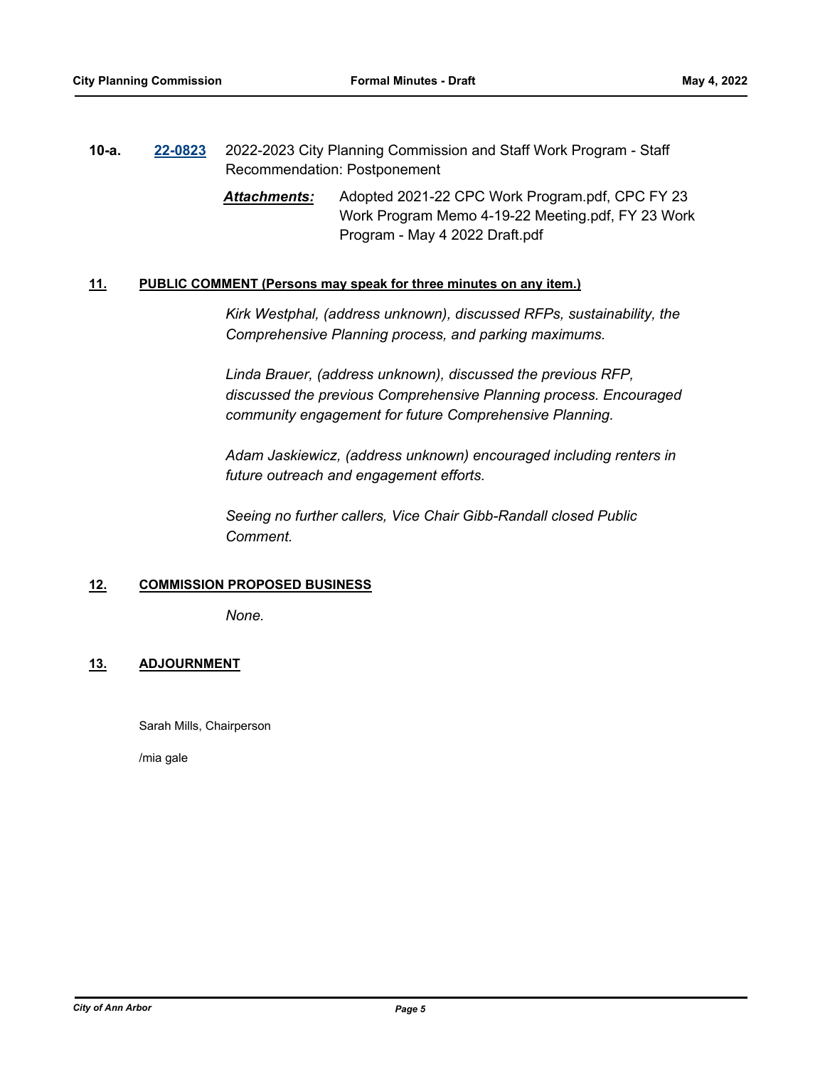**10-a.** **22-0823** 2022-2023 City Planning Commission and Staff Work Program - Staff Recommendation: Postponement

***Attachments:*** Adopted 2021-22 CPC Work Program.pdf, CPC FY 23 Work Program Memo 4-19-22 Meeting.pdf, FY 23 Work Program - May 4 2022 Draft.pdf

## 11. PUBLIC COMMENT (Persons may speak for three minutes on any item.)

*Kirk Westphal, (address unknown), discussed RFPs, sustainability, the Comprehensive Planning process, and parking maximums.*

*Linda Brauer, (address unknown), discussed the previous RFP, discussed the previous Comprehensive Planning process. Encouraged community engagement for future Comprehensive Planning.*

*Adam Jaskiewicz, (address unknown) encouraged including renters in future outreach and engagement efforts.*

*Seeing no further callers, Vice Chair Gibb-Randall closed Public Comment.*

## 12. COMMISSION PROPOSED BUSINESS

*None.*

## 13. ADJOURNMENT

Sarah Mills, Chairperson

/mia gale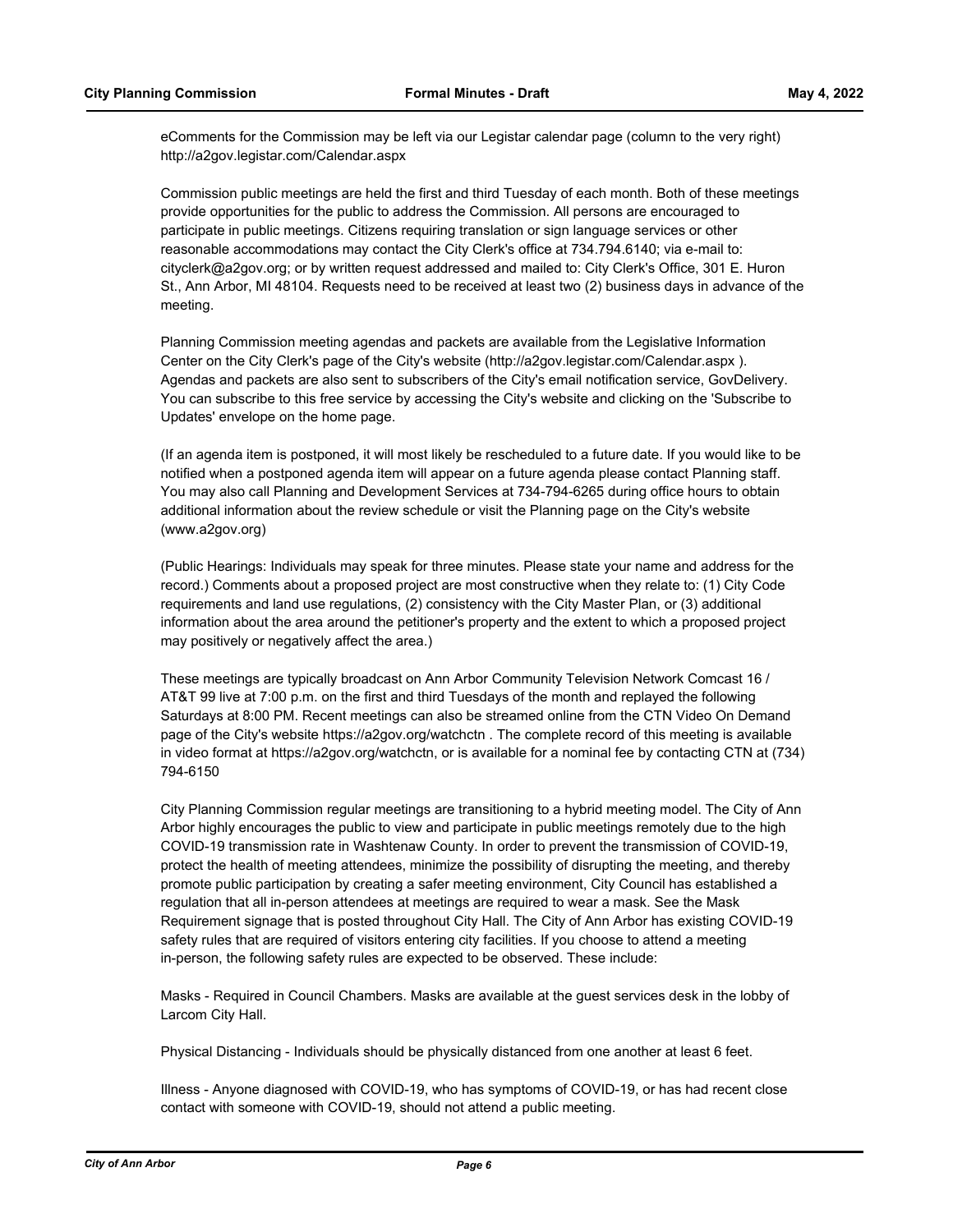eComments for the Commission may be left via our Legistar calendar page (column to the very right) http://a2gov.legistar.com/Calendar.aspx

Commission public meetings are held the first and third Tuesday of each month. Both of these meetings provide opportunities for the public to address the Commission. All persons are encouraged to participate in public meetings. Citizens requiring translation or sign language services or other reasonable accommodations may contact the City Clerk's office at 734.794.6140; via e-mail to: cityclerk@a2gov.org; or by written request addressed and mailed to: City Clerk's Office, 301 E. Huron St., Ann Arbor, MI 48104. Requests need to be received at least two (2) business days in advance of the meeting.

Planning Commission meeting agendas and packets are available from the Legislative Information Center on the City Clerk's page of the City's website (http://a2gov.legistar.com/Calendar.aspx ). Agendas and packets are also sent to subscribers of the City's email notification service, GovDelivery. You can subscribe to this free service by accessing the City's website and clicking on the 'Subscribe to Updates' envelope on the home page.

(If an agenda item is postponed, it will most likely be rescheduled to a future date. If you would like to be notified when a postponed agenda item will appear on a future agenda please contact Planning staff. You may also call Planning and Development Services at 734-794-6265 during office hours to obtain additional information about the review schedule or visit the Planning page on the City's website (www.a2gov.org)

(Public Hearings: Individuals may speak for three minutes. Please state your name and address for the record.) Comments about a proposed project are most constructive when they relate to: (1) City Code requirements and land use regulations, (2) consistency with the City Master Plan, or (3) additional information about the area around the petitioner's property and the extent to which a proposed project may positively or negatively affect the area.)

These meetings are typically broadcast on Ann Arbor Community Television Network Comcast 16 / AT&T 99 live at 7:00 p.m. on the first and third Tuesdays of the month and replayed the following Saturdays at 8:00 PM. Recent meetings can also be streamed online from the CTN Video On Demand page of the City's website https://a2gov.org/watchctn . The complete record of this meeting is available in video format at https://a2gov.org/watchctn, or is available for a nominal fee by contacting CTN at (734) 794-6150

City Planning Commission regular meetings are transitioning to a hybrid meeting model. The City of Ann Arbor highly encourages the public to view and participate in public meetings remotely due to the high COVID-19 transmission rate in Washtenaw County. In order to prevent the transmission of COVID-19, protect the health of meeting attendees, minimize the possibility of disrupting the meeting, and thereby promote public participation by creating a safer meeting environment, City Council has established a regulation that all in-person attendees at meetings are required to wear a mask. See the Mask Requirement signage that is posted throughout City Hall. The City of Ann Arbor has existing COVID-19 safety rules that are required of visitors entering city facilities. If you choose to attend a meeting in-person, the following safety rules are expected to be observed. These include:

Masks - Required in Council Chambers. Masks are available at the guest services desk in the lobby of Larcom City Hall.

Physical Distancing - Individuals should be physically distanced from one another at least 6 feet.

Illness - Anyone diagnosed with COVID-19, who has symptoms of COVID-19, or has had recent close contact with someone with COVID-19, should not attend a public meeting.